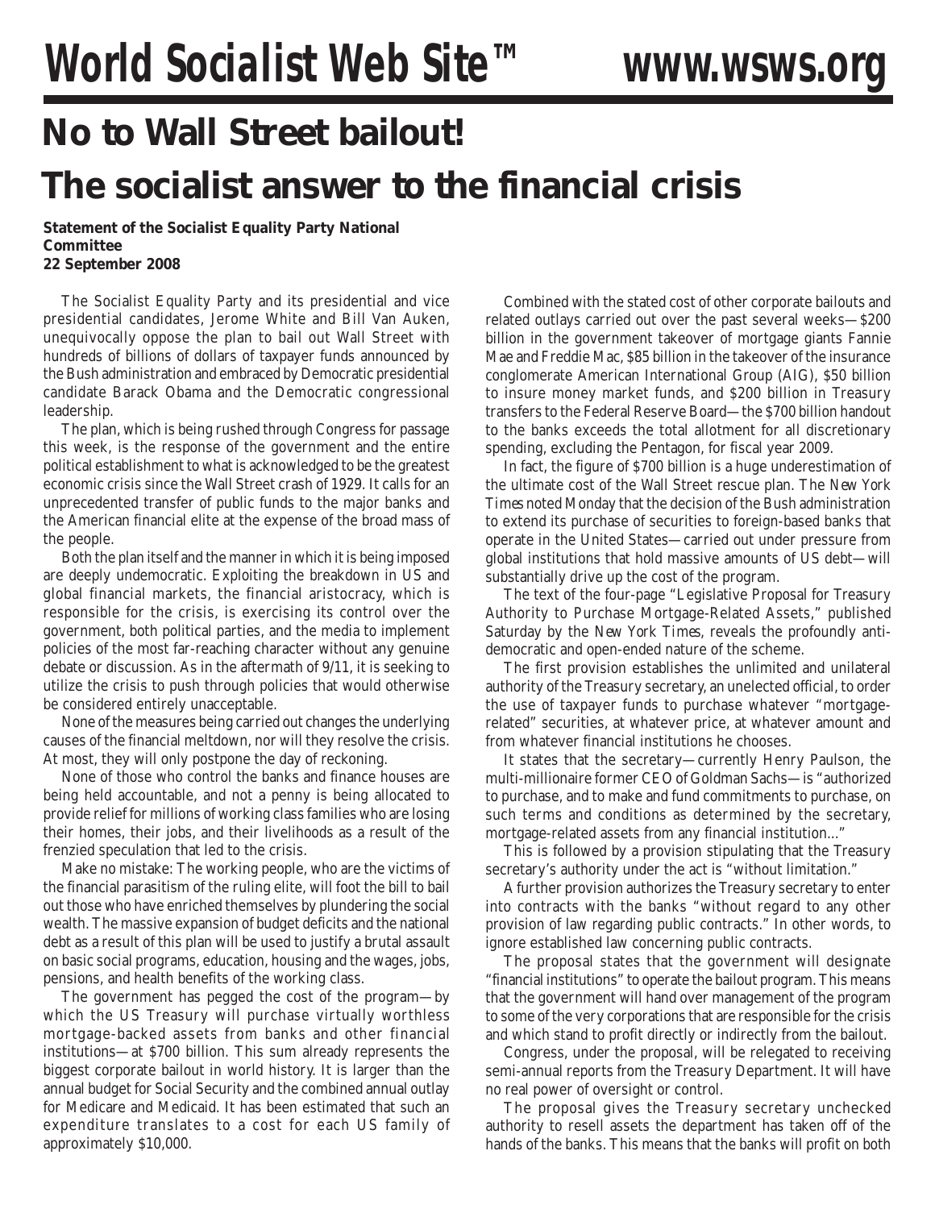# World Socialist Web Site™ www.wsws.org

## No to Wall Street bailout!

## The socialist answer to the financial crisis

**Statement of the Socialist Equality Party National Committee**
**22 September 2008**

The Socialist Equality Party and its presidential and vice presidential candidates, Jerome White and Bill Van Auken, unequivocally oppose the plan to bail out Wall Street with hundreds of billions of dollars of taxpayer funds announced by the Bush administration and embraced by Democratic presidential candidate Barack Obama and the Democratic congressional leadership.

The plan, which is being rushed through Congress for passage this week, is the response of the government and the entire political establishment to what is acknowledged to be the greatest economic crisis since the Wall Street crash of 1929. It calls for an unprecedented transfer of public funds to the major banks and the American financial elite at the expense of the broad mass of the people.

Both the plan itself and the manner in which it is being imposed are deeply undemocratic. Exploiting the breakdown in US and global financial markets, the financial aristocracy, which is responsible for the crisis, is exercising its control over the government, both political parties, and the media to implement policies of the most far-reaching character without any genuine debate or discussion. As in the aftermath of 9/11, it is seeking to utilize the crisis to push through policies that would otherwise be considered entirely unacceptable.

None of the measures being carried out changes the underlying causes of the financial meltdown, nor will they resolve the crisis. At most, they will only postpone the day of reckoning.

None of those who control the banks and finance houses are being held accountable, and not a penny is being allocated to provide relief for millions of working class families who are losing their homes, their jobs, and their livelihoods as a result of the frenzied speculation that led to the crisis.

Make no mistake: The working people, who are the victims of the financial parasitism of the ruling elite, will foot the bill to bail out those who have enriched themselves by plundering the social wealth. The massive expansion of budget deficits and the national debt as a result of this plan will be used to justify a brutal assault on basic social programs, education, housing and the wages, jobs, pensions, and health benefits of the working class.

The government has pegged the cost of the program—by which the US Treasury will purchase virtually worthless mortgage-backed assets from banks and other financial institutions—at $700 billion. This sum already represents the biggest corporate bailout in world history. It is larger than the annual budget for Social Security and the combined annual outlay for Medicare and Medicaid. It has been estimated that such an expenditure translates to a cost for each US family of approximately $10,000.

Combined with the stated cost of other corporate bailouts and related outlays carried out over the past several weeks—$200 billion in the government takeover of mortgage giants Fannie Mae and Freddie Mac, $85 billion in the takeover of the insurance conglomerate American International Group (AIG), $50 billion to insure money market funds, and $200 billion in Treasury transfers to the Federal Reserve Board—the $700 billion handout to the banks exceeds the total allotment for all discretionary spending, excluding the Pentagon, for fiscal year 2009.

In fact, the figure of $700 billion is a huge underestimation of the ultimate cost of the Wall Street rescue plan. The *New York Times* noted Monday that the decision of the Bush administration to extend its purchase of securities to foreign-based banks that operate in the United States—carried out under pressure from global institutions that hold massive amounts of US debt—will substantially drive up the cost of the program.

The text of the four-page "Legislative Proposal for Treasury Authority to Purchase Mortgage-Related Assets," published Saturday by the *New York Times*, reveals the profoundly anti-democratic and open-ended nature of the scheme.

The first provision establishes the unlimited and unilateral authority of the Treasury secretary, an unelected official, to order the use of taxpayer funds to purchase whatever "mortgage-related" securities, at whatever price, at whatever amount and from whatever financial institutions he chooses.

It states that the secretary—currently Henry Paulson, the multi-millionaire former CEO of Goldman Sachs—is "authorized to purchase, and to make and fund commitments to purchase, on such terms and conditions as determined by the secretary, mortgage-related assets from any financial institution..."

This is followed by a provision stipulating that the Treasury secretary's authority under the act is "without limitation."

A further provision authorizes the Treasury secretary to enter into contracts with the banks "without regard to any other provision of law regarding public contracts." In other words, to ignore established law concerning public contracts.

The proposal states that the government will designate "financial institutions" to operate the bailout program. This means that the government will hand over management of the program to some of the very corporations that are responsible for the crisis and which stand to profit directly or indirectly from the bailout.

Congress, under the proposal, will be relegated to receiving semi-annual reports from the Treasury Department. It will have no real power of oversight or control.

The proposal gives the Treasury secretary unchecked authority to resell assets the department has taken off of the hands of the banks. This means that the banks will profit on both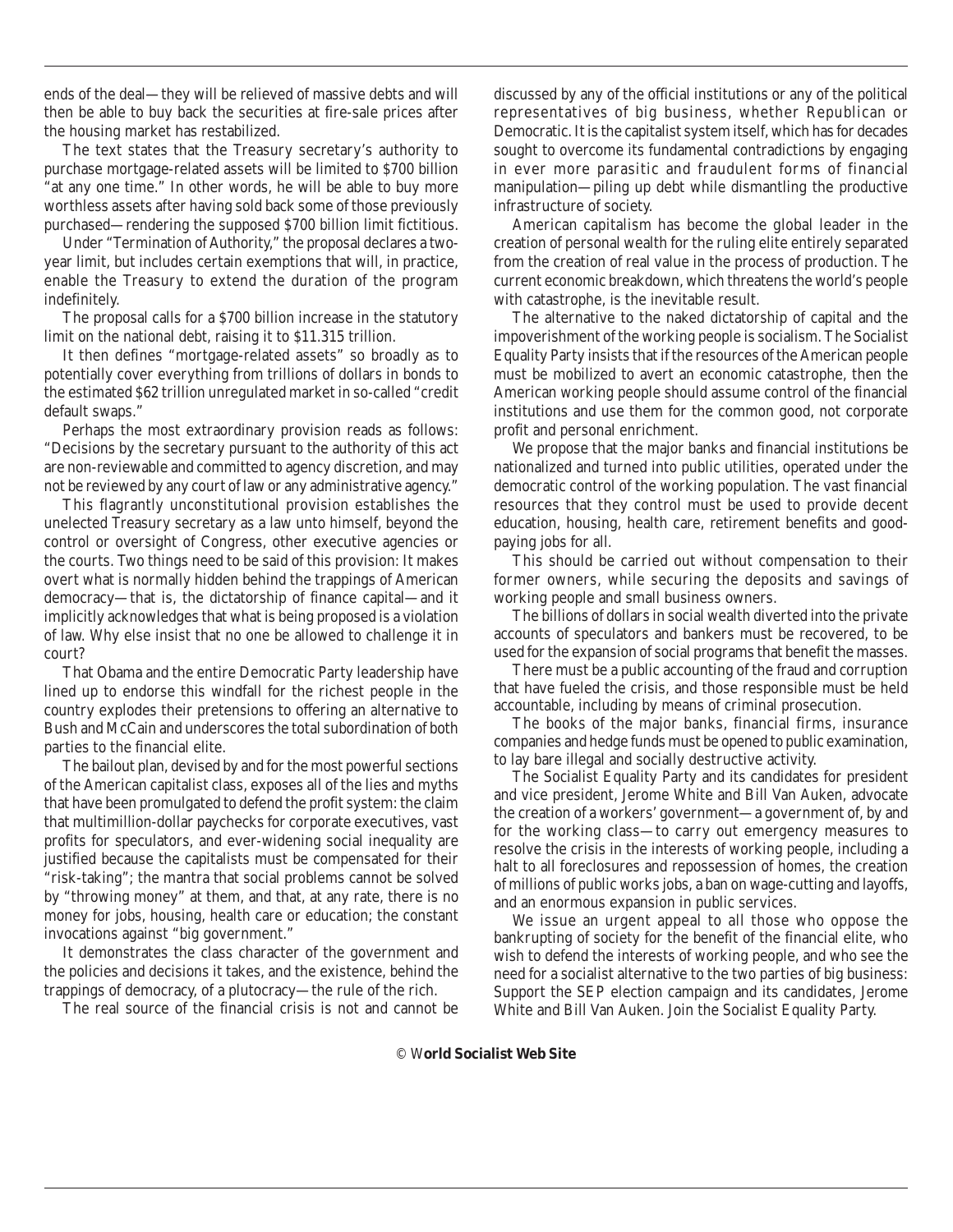ends of the deal—they will be relieved of massive debts and will then be able to buy back the securities at fire-sale prices after the housing market has restabilized.

The text states that the Treasury secretary's authority to purchase mortgage-related assets will be limited to $700 billion "at any one time." In other words, he will be able to buy more worthless assets after having sold back some of those previously purchased—rendering the supposed $700 billion limit fictitious.

Under "Termination of Authority," the proposal declares a two-year limit, but includes certain exemptions that will, in practice, enable the Treasury to extend the duration of the program indefinitely.

The proposal calls for a $700 billion increase in the statutory limit on the national debt, raising it to $11.315 trillion.

It then defines "mortgage-related assets" so broadly as to potentially cover everything from trillions of dollars in bonds to the estimated $62 trillion unregulated market in so-called "credit default swaps."

Perhaps the most extraordinary provision reads as follows: "Decisions by the secretary pursuant to the authority of this act are non-reviewable and committed to agency discretion, and may not be reviewed by any court of law or any administrative agency."

This flagrantly unconstitutional provision establishes the unelected Treasury secretary as a law unto himself, beyond the control or oversight of Congress, other executive agencies or the courts. Two things need to be said of this provision: It makes overt what is normally hidden behind the trappings of American democracy—that is, the dictatorship of finance capital—and it implicitly acknowledges that what is being proposed is a violation of law. Why else insist that no one be allowed to challenge it in court?

That Obama and the entire Democratic Party leadership have lined up to endorse this windfall for the richest people in the country explodes their pretensions to offering an alternative to Bush and McCain and underscores the total subordination of both parties to the financial elite.

The bailout plan, devised by and for the most powerful sections of the American capitalist class, exposes all of the lies and myths that have been promulgated to defend the profit system: the claim that multimillion-dollar paychecks for corporate executives, vast profits for speculators, and ever-widening social inequality are justified because the capitalists must be compensated for their "risk-taking"; the mantra that social problems cannot be solved by "throwing money" at them, and that, at any rate, there is no money for jobs, housing, health care or education; the constant invocations against "big government."

It demonstrates the class character of the government and the policies and decisions it takes, and the existence, behind the trappings of democracy, of a plutocracy—the rule of the rich.

The real source of the financial crisis is not and cannot be discussed by any of the official institutions or any of the political representatives of big business, whether Republican or Democratic. It is the capitalist system itself, which has for decades sought to overcome its fundamental contradictions by engaging in ever more parasitic and fraudulent forms of financial manipulation—piling up debt while dismantling the productive infrastructure of society.

American capitalism has become the global leader in the creation of personal wealth for the ruling elite entirely separated from the creation of real value in the process of production. The current economic breakdown, which threatens the world's people with catastrophe, is the inevitable result.

The alternative to the naked dictatorship of capital and the impoverishment of the working people is socialism. The Socialist Equality Party insists that if the resources of the American people must be mobilized to avert an economic catastrophe, then the American working people should assume control of the financial institutions and use them for the common good, not corporate profit and personal enrichment.

We propose that the major banks and financial institutions be nationalized and turned into public utilities, operated under the democratic control of the working population. The vast financial resources that they control must be used to provide decent education, housing, health care, retirement benefits and good-paying jobs for all.

This should be carried out without compensation to their former owners, while securing the deposits and savings of working people and small business owners.

The billions of dollars in social wealth diverted into the private accounts of speculators and bankers must be recovered, to be used for the expansion of social programs that benefit the masses.

There must be a public accounting of the fraud and corruption that have fueled the crisis, and those responsible must be held accountable, including by means of criminal prosecution.

The books of the major banks, financial firms, insurance companies and hedge funds must be opened to public examination, to lay bare illegal and socially destructive activity.

The Socialist Equality Party and its candidates for president and vice president, Jerome White and Bill Van Auken, advocate the creation of a workers' government—a government of, by and for the working class—to carry out emergency measures to resolve the crisis in the interests of working people, including a halt to all foreclosures and repossession of homes, the creation of millions of public works jobs, a ban on wage-cutting and layoffs, and an enormous expansion in public services.

We issue an urgent appeal to all those who oppose the bankrupting of society for the benefit of the financial elite, who wish to defend the interests of working people, and who see the need for a socialist alternative to the two parties of big business: Support the SEP election campaign and its candidates, Jerome White and Bill Van Auken. Join the Socialist Equality Party.

© **World Socialist Web Site**